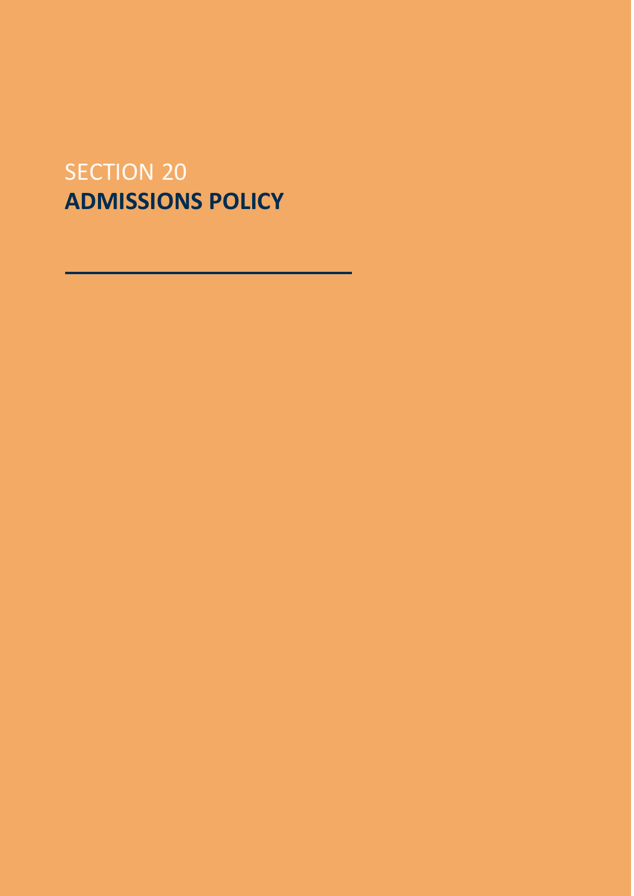SECTION 20

# ADMISSIONS POLICY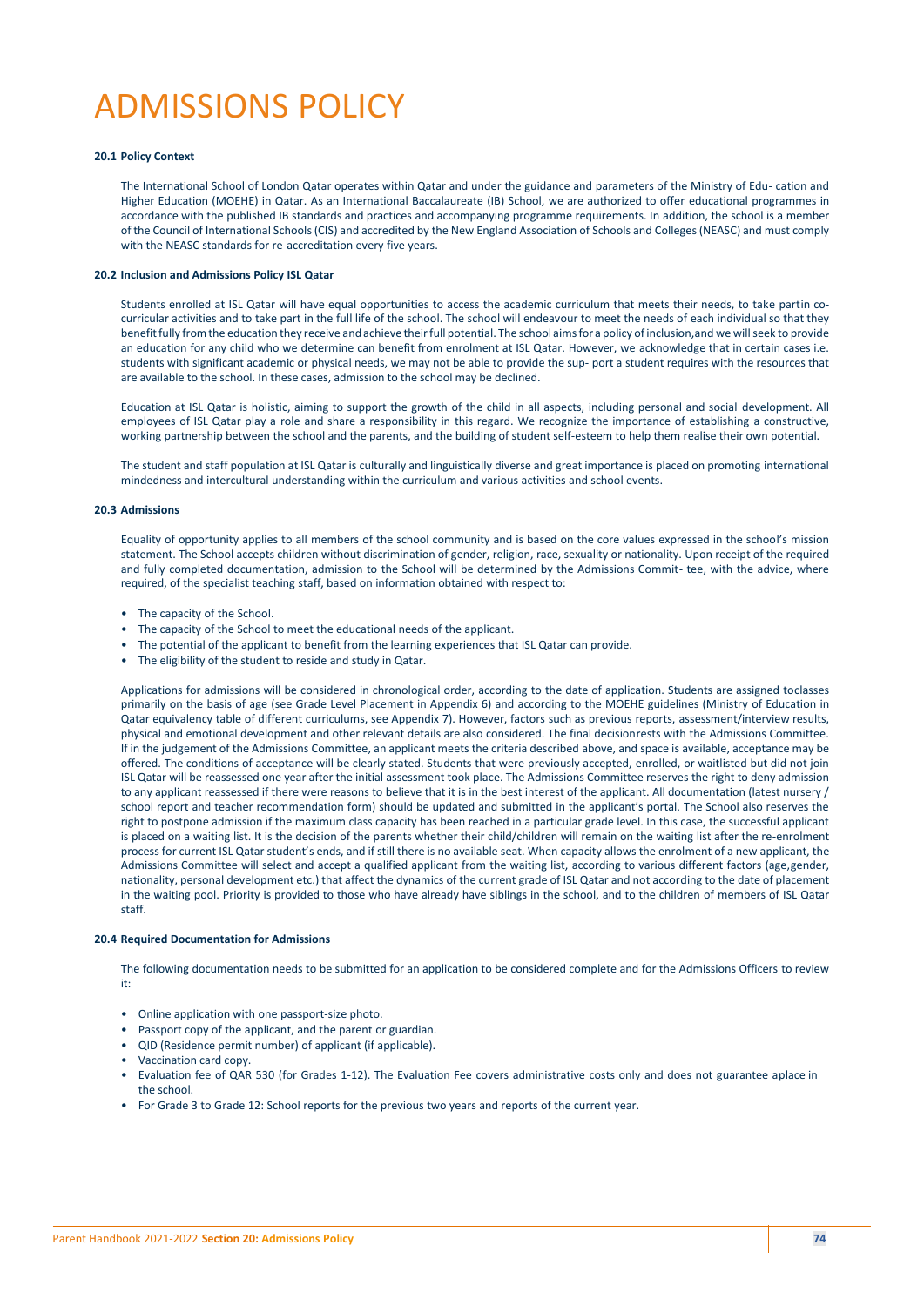# ADMISSIONS POLICY

### 20.1 Policy Context

The International School of London Qatar operates within Qatar and under the guidance and parameters of the Ministry of Edu- cation and Higher Education (MOEHE) in Qatar. As an International Baccalaureate (IB) School, we are authorized to offer educational programmes in accordance with the published IB standards and practices and accompanying programme requirements. In addition, the school is a member of the Council of International Schools (CIS) and accredited by the New England Association of Schools and Colleges (NEASC) and must comply with the NEASC standards for re-accreditation every five years.

### 20.2 Inclusion and Admissions Policy ISL Qatar

Students enrolled at ISL Qatar will have equal opportunities to access the academic curriculum that meets their needs, to take partin co-curricular activities and to take part in the full life of the school. The school will endeavour to meet the needs of each individual so that they benefit fully from the education they receive and achieve their full potential. The school aims for a policy of inclusion,and we will seek to provide an education for any child who we determine can benefit from enrolment at ISL Qatar. However, we acknowledge that in certain cases i.e. students with significant academic or physical needs, we may not be able to provide the sup- port a student requires with the resources that are available to the school. In these cases, admission to the school may be declined.

Education at ISL Qatar is holistic, aiming to support the growth of the child in all aspects, including personal and social development. All employees of ISL Qatar play a role and share a responsibility in this regard. We recognize the importance of establishing a constructive, working partnership between the school and the parents, and the building of student self-esteem to help them realise their own potential.

The student and staff population at ISL Qatar is culturally and linguistically diverse and great importance is placed on promoting international mindedness and intercultural understanding within the curriculum and various activities and school events.

### 20.3 Admissions

Equality of opportunity applies to all members of the school community and is based on the core values expressed in the school's mission statement. The School accepts children without discrimination of gender, religion, race, sexuality or nationality. Upon receipt of the required and fully completed documentation, admission to the School will be determined by the Admissions Commit- tee, with the advice, where required, of the specialist teaching staff, based on information obtained with respect to:

- The capacity of the School.
- The capacity of the School to meet the educational needs of the applicant.
- The potential of the applicant to benefit from the learning experiences that ISL Qatar can provide.
- The eligibility of the student to reside and study in Qatar.

Applications for admissions will be considered in chronological order, according to the date of application. Students are assigned toclasses primarily on the basis of age (see Grade Level Placement in Appendix 6) and according to the MOEHE guidelines (Ministry of Education in Qatar equivalency table of different curriculums, see Appendix 7). However, factors such as previous reports, assessment/interview results, physical and emotional development and other relevant details are also considered. The final decisionrests with the Admissions Committee. If in the judgement of the Admissions Committee, an applicant meets the criteria described above, and space is available, acceptance may be offered. The conditions of acceptance will be clearly stated. Students that were previously accepted, enrolled, or waitlisted but did not join ISL Qatar will be reassessed one year after the initial assessment took place. The Admissions Committee reserves the right to deny admission to any applicant reassessed if there were reasons to believe that it is in the best interest of the applicant. All documentation (latest nursery / school report and teacher recommendation form) should be updated and submitted in the applicant's portal. The School also reserves the right to postpone admission if the maximum class capacity has been reached in a particular grade level. In this case, the successful applicant is placed on a waiting list. It is the decision of the parents whether their child/children will remain on the waiting list after the re-enrolment process for current ISL Qatar student's ends, and if still there is no available seat. When capacity allows the enrolment of a new applicant, the Admissions Committee will select and accept a qualified applicant from the waiting list, according to various different factors (age,gender, nationality, personal development etc.) that affect the dynamics of the current grade of ISL Qatar and not according to the date of placement in the waiting pool. Priority is provided to those who have already have siblings in the school, and to the children of members of ISL Qatar staff.

### 20.4 Required Documentation for Admissions

The following documentation needs to be submitted for an application to be considered complete and for the Admissions Officers to review it:

- Online application with one passport-size photo.
- Passport copy of the applicant, and the parent or guardian.
- QID (Residence permit number) of applicant (if applicable).
- Vaccination card copy.
- Evaluation fee of QAR 530 (for Grades 1-12). The Evaluation Fee covers administrative costs only and does not guarantee aplace in the school.
- For Grade 3 to Grade 12: School reports for the previous two years and reports of the current year.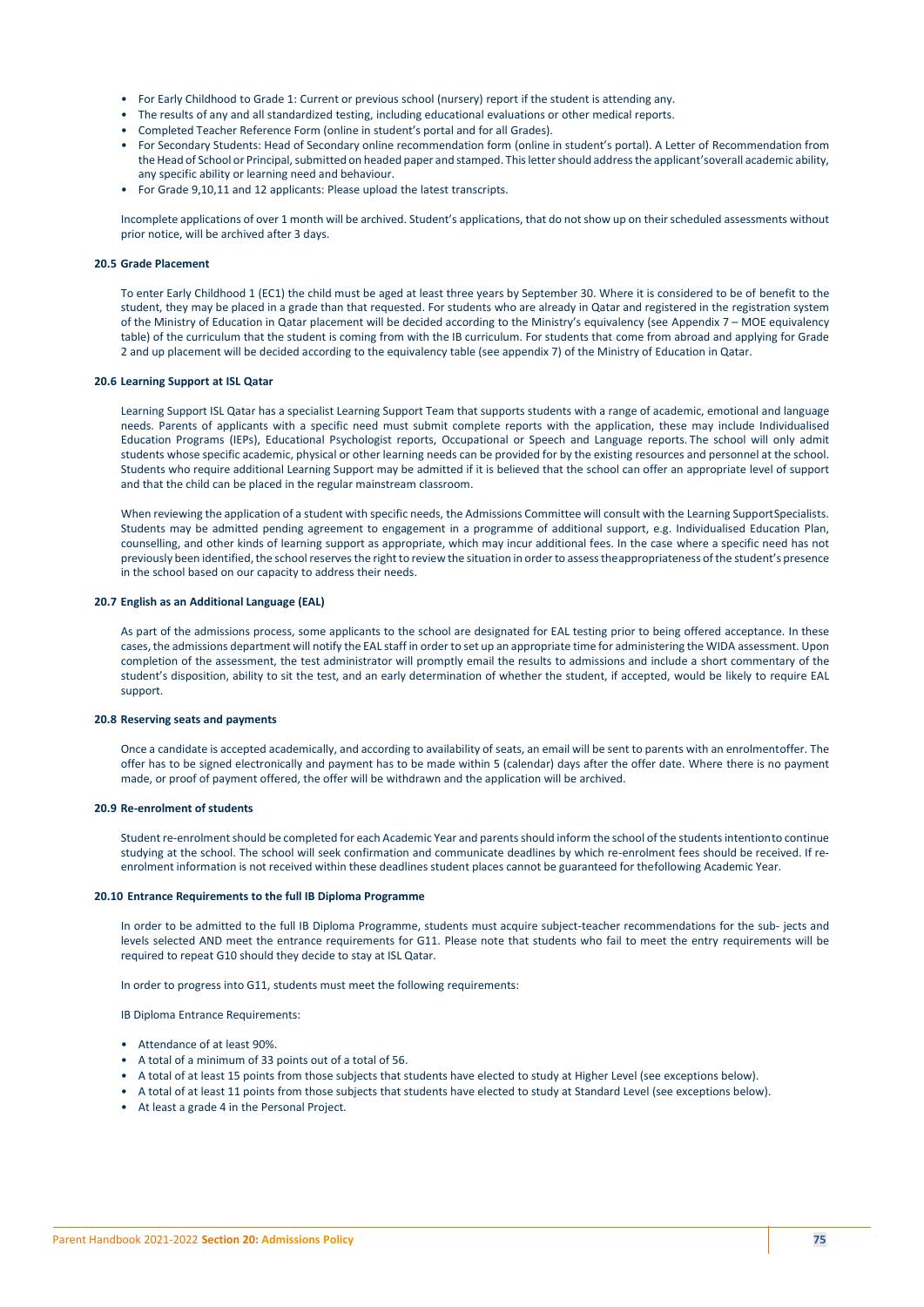- For Early Childhood to Grade 1: Current or previous school (nursery) report if the student is attending any.
- The results of any and all standardized testing, including educational evaluations or other medical reports.
- Completed Teacher Reference Form (online in student's portal and for all Grades).
- For Secondary Students: Head of Secondary online recommendation form (online in student's portal). A Letter of Recommendation from the Head of School or Principal, submitted on headed paper and stamped. This letter should address the applicant'soverall academic ability, any specific ability or learning need and behaviour.
- For Grade 9,10,11 and 12 applicants: Please upload the latest transcripts.

Incomplete applications of over 1 month will be archived. Student's applications, that do not show up on their scheduled assessments without prior notice, will be archived after 3 days.

### 20.5 Grade Placement

To enter Early Childhood 1 (EC1) the child must be aged at least three years by September 30. Where it is considered to be of benefit to the student, they may be placed in a grade than that requested. For students who are already in Qatar and registered in the registration system of the Ministry of Education in Qatar placement will be decided according to the Ministry's equivalency (see Appendix 7 – MOE equivalency table) of the curriculum that the student is coming from with the IB curriculum. For students that come from abroad and applying for Grade 2 and up placement will be decided according to the equivalency table (see appendix 7) of the Ministry of Education in Qatar.

### 20.6 Learning Support at ISL Qatar

Learning Support ISL Qatar has a specialist Learning Support Team that supports students with a range of academic, emotional and language needs. Parents of applicants with a specific need must submit complete reports with the application, these may include Individualised Education Programs (IEPs), Educational Psychologist reports, Occupational or Speech and Language reports. The school will only admit students whose specific academic, physical or other learning needs can be provided for by the existing resources and personnel at the school. Students who require additional Learning Support may be admitted if it is believed that the school can offer an appropriate level of support and that the child can be placed in the regular mainstream classroom.

When reviewing the application of a student with specific needs, the Admissions Committee will consult with the Learning SupportSpecialists. Students may be admitted pending agreement to engagement in a programme of additional support, e.g. Individualised Education Plan, counselling, and other kinds of learning support as appropriate, which may incur additional fees. In the case where a specific need has not previously been identified, the school reserves the right to review the situation in order to assess theappropriateness of the student's presence in the school based on our capacity to address their needs.

### 20.7 English as an Additional Language (EAL)

As part of the admissions process, some applicants to the school are designated for EAL testing prior to being offered acceptance. In these cases, the admissions department will notify the EAL staff in order to set up an appropriate time for administering the WIDA assessment. Upon completion of the assessment, the test administrator will promptly email the results to admissions and include a short commentary of the student's disposition, ability to sit the test, and an early determination of whether the student, if accepted, would be likely to require EAL support.

### 20.8 Reserving seats and payments

Once a candidate is accepted academically, and according to availability of seats, an email will be sent to parents with an enrolmentoffer. The offer has to be signed electronically and payment has to be made within 5 (calendar) days after the offer date. Where there is no payment made, or proof of payment offered, the offer will be withdrawn and the application will be archived.

### 20.9 Re-enrolment of students

Student re-enrolment should be completed for each Academic Year and parents should inform the school of the students intentionto continue studying at the school. The school will seek confirmation and communicate deadlines by which re-enrolment fees should be received. If re-enrolment information is not received within these deadlines student places cannot be guaranteed for thefollowing Academic Year.

### 20.10 Entrance Requirements to the full IB Diploma Programme

In order to be admitted to the full IB Diploma Programme, students must acquire subject-teacher recommendations for the sub- jects and levels selected AND meet the entrance requirements for G11. Please note that students who fail to meet the entry requirements will be required to repeat G10 should they decide to stay at ISL Qatar.

In order to progress into G11, students must meet the following requirements:

IB Diploma Entrance Requirements:

- Attendance of at least 90%.
- A total of a minimum of 33 points out of a total of 56.
- A total of at least 15 points from those subjects that students have elected to study at Higher Level (see exceptions below).
- A total of at least 11 points from those subjects that students have elected to study at Standard Level (see exceptions below).
- At least a grade 4 in the Personal Project.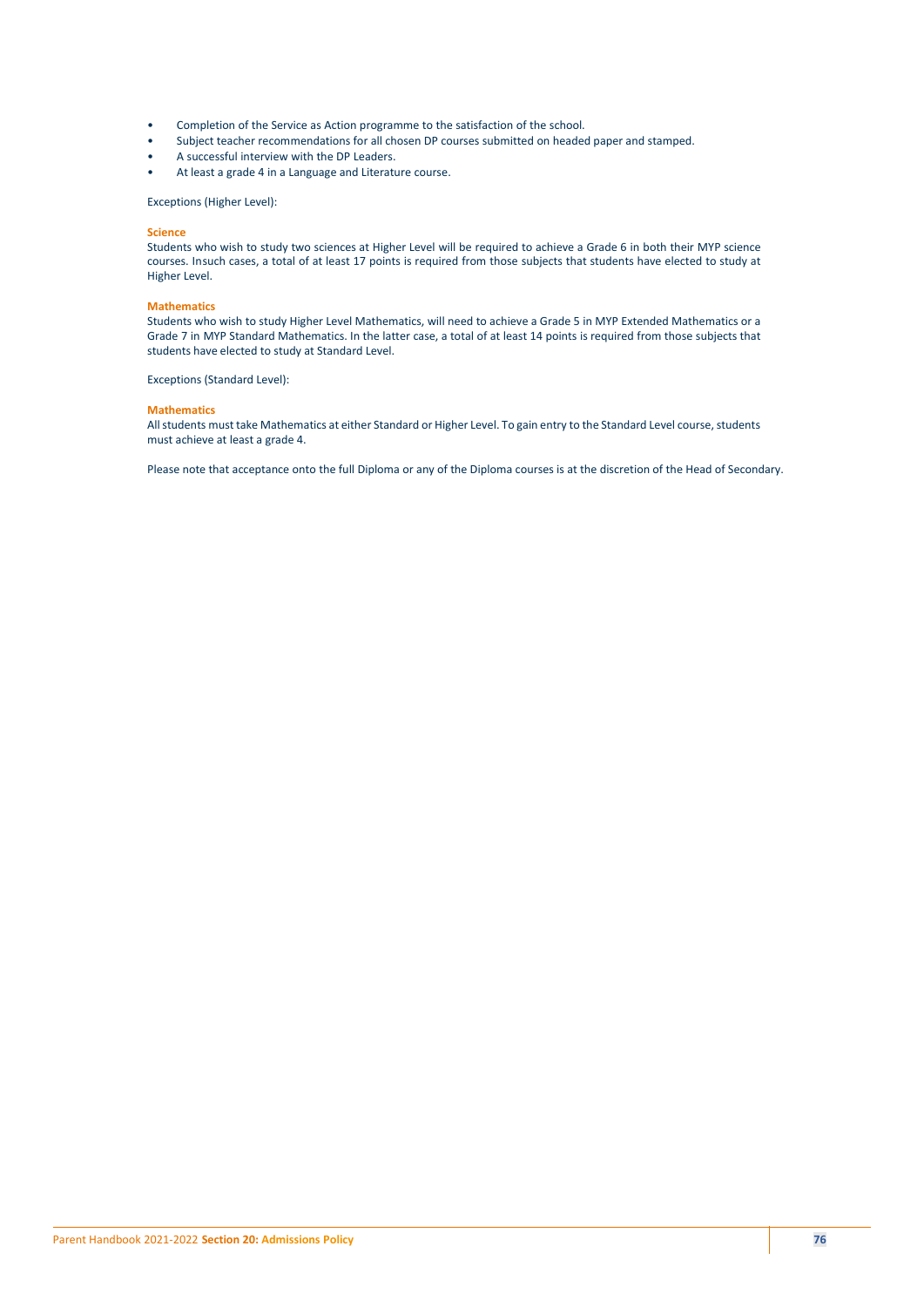- Completion of the Service as Action programme to the satisfaction of the school.
- Subject teacher recommendations for all chosen DP courses submitted on headed paper and stamped.
- A successful interview with the DP Leaders.
- At least a grade 4 in a Language and Literature course.

Exceptions (Higher Level):

**Science**

Students who wish to study two sciences at Higher Level will be required to achieve a Grade 6 in both their MYP science courses. Insuch cases, a total of at least 17 points is required from those subjects that students have elected to study at Higher Level.

**Mathematics**

Students who wish to study Higher Level Mathematics, will need to achieve a Grade 5 in MYP Extended Mathematics or a Grade 7 in MYP Standard Mathematics. In the latter case, a total of at least 14 points is required from those subjects that students have elected to study at Standard Level.

Exceptions (Standard Level):

**Mathematics**

All students must take Mathematics at either Standard or Higher Level. To gain entry to the Standard Level course, students must achieve at least a grade 4.

Please note that acceptance onto the full Diploma or any of the Diploma courses is at the discretion of the Head of Secondary.